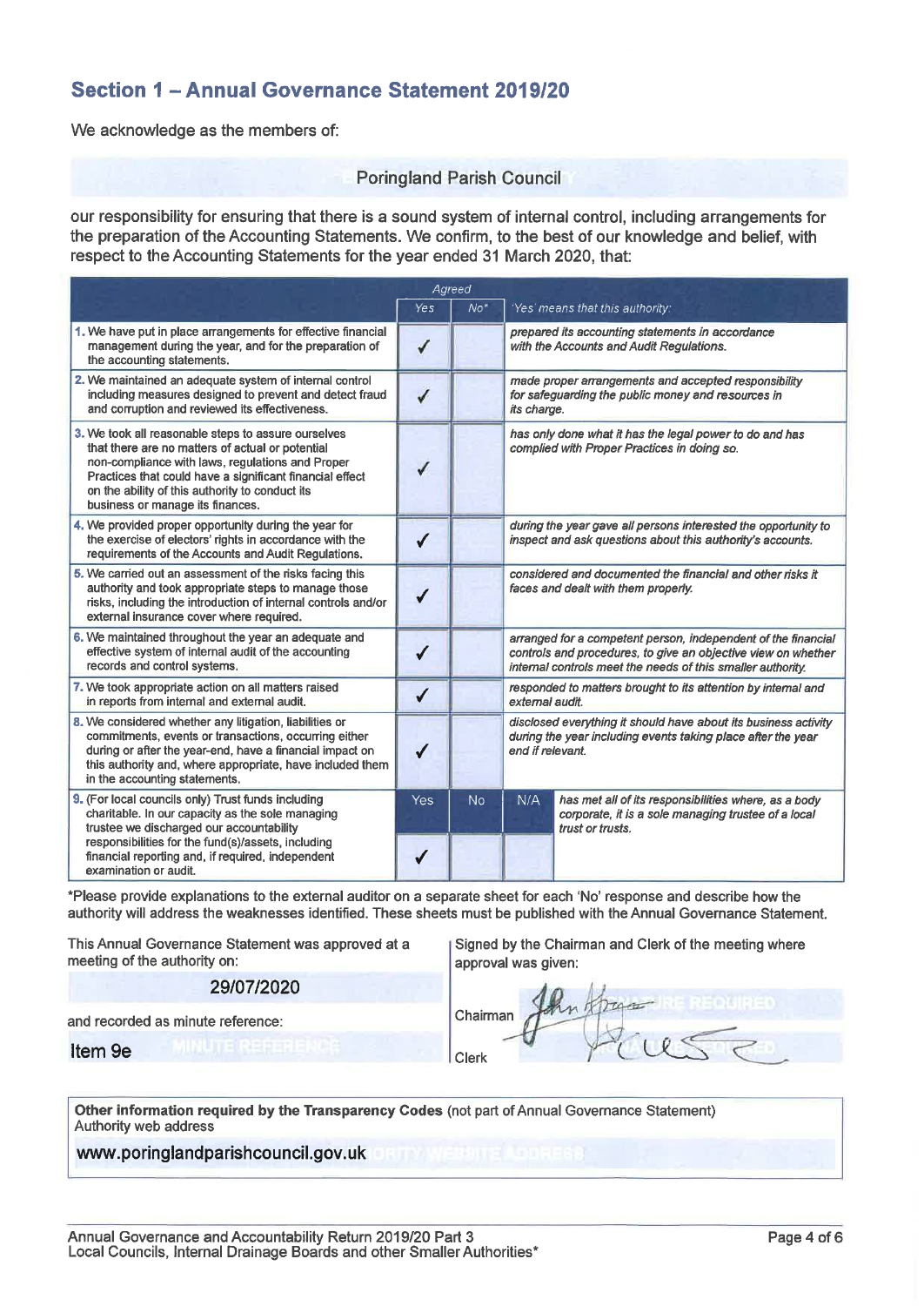## Section 1 – Annual Governance Statement 2019/20

We acknowledge as the members of:

**Poringland Parish Council**

our responsibility for ensuring that there is a sound system of internal control, including arrangements for the preparation of the Accounting Statements. We confirm, to the best of our knowledge and belief, with respect to the Accounting Statements for the year ended 31 March 2020, that:

| | Agreed | | |
|---|---|---|---|
| | Yes | No* | 'Yes' means that this authority: |
| 1. We have put in place arrangements for effective financial management during the year, and for the preparation of the accounting statements. | ✓ | | *prepared its accounting statements in accordance with the Accounts and Audit Regulations.* |
| 2. We maintained an adequate system of internal control including measures designed to prevent and detect fraud and corruption and reviewed its effectiveness. | ✓ | | *made proper arrangements and accepted responsibility for safeguarding the public money and resources in its charge.* |
| 3. We took all reasonable steps to assure ourselves that there are no matters of actual or potential non-compliance with laws, regulations and Proper Practices that could have a significant financial effect on the ability of this authority to conduct its business or manage its finances. | ✓ | | *has only done what it has the legal power to do and has complied with Proper Practices in doing so.* |
| 4. We provided proper opportunity during the year for the exercise of electors' rights in accordance with the requirements of the Accounts and Audit Regulations. | ✓ | | *during the year gave all persons interested the opportunity to inspect and ask questions about this authority's accounts.* |
| 5. We carried out an assessment of the risks facing this authority and took appropriate steps to manage those risks, including the introduction of internal controls and/or external insurance cover where required. | ✓ | | *considered and documented the financial and other risks it faces and dealt with them properly.* |
| 6. We maintained throughout the year an adequate and effective system of internal audit of the accounting records and control systems. | ✓ | | *arranged for a competent person, independent of the financial controls and procedures, to give an objective view on whether internal controls meet the needs of this smaller authority.* |
| 7. We took appropriate action on all matters raised in reports from internal and external audit. | ✓ | | *responded to matters brought to its attention by internal and external audit.* |
| 8. We considered whether any litigation, liabilities or commitments, events or transactions, occurring either during or after the year-end, have a financial impact on this authority and, where appropriate, have included them in the accounting statements. | ✓ | | *disclosed everything it should have about its business activity during the year including events taking place after the year end if relevant.* |

| | Yes | No | N/A | |
|---|---|---|---|---|
| 9. (For local councils only) Trust funds including charitable. In our capacity as the sole managing trustee we discharged our accountability responsibilities for the fund(s)/assets, including financial reporting and, if required, independent examination or audit. | ✓ | | | *has met all of its responsibilities where, as a body corporate, it is a sole managing trustee of a local trust or trusts.* |

*Please provide explanations to the external auditor on a separate sheet for each 'No' response and describe how the authority will address the weaknesses identified. These sheets must be published with the Annual Governance Statement.

This Annual Governance Statement was approved at a meeting of the authority on:

**29/07/2020**

and recorded as minute reference:

**Item 9e**

Signed by the Chairman and Clerk of the meeting where approval was given:

Chairman [signature]

Clerk [signature]

**Other information required by the Transparency Codes** (not part of Annual Governance Statement)
Authority web address

**www.poringlandparishcouncil.gov.uk**

Annual Governance and Accountability Return 2019/20 Part 3
Local Councils, Internal Drainage Boards and other Smaller Authorities*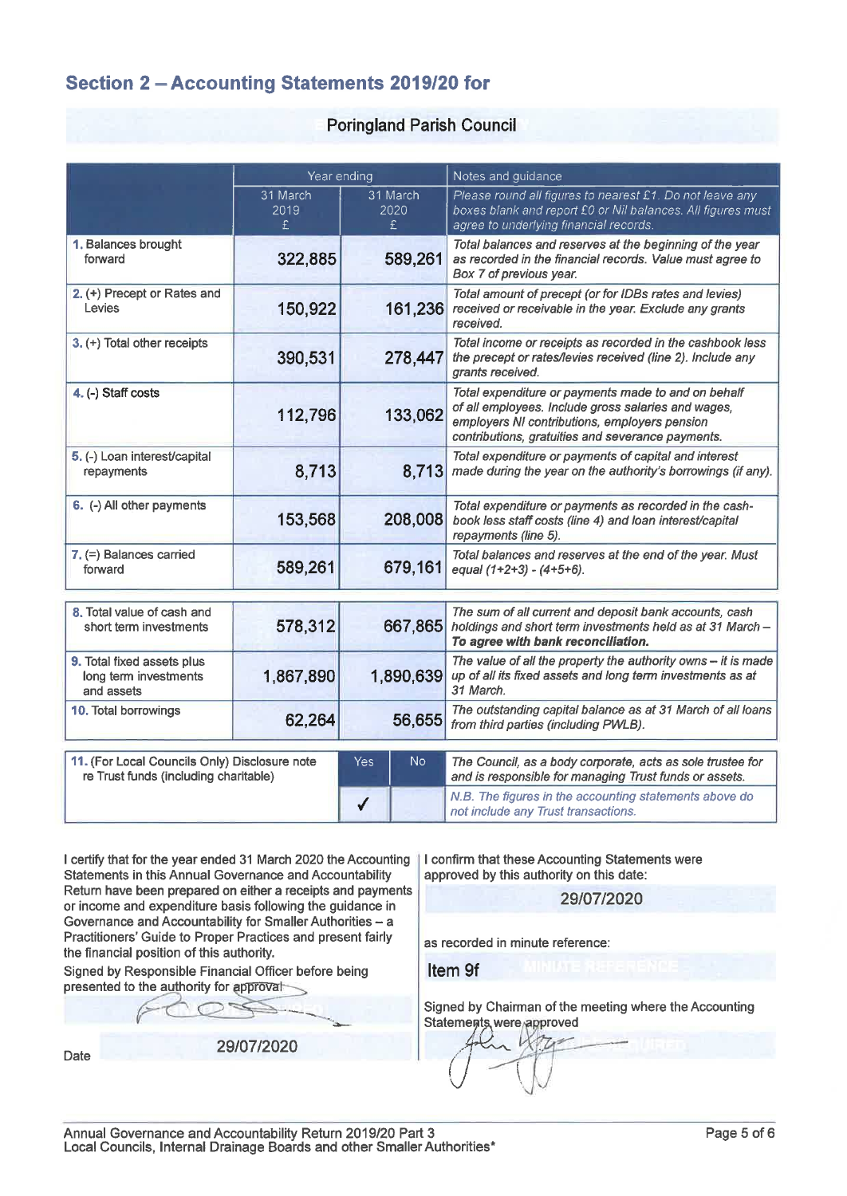## Section 2 – Accounting Statements 2019/20 for

**Poringland Parish Council**

| | Year ending | | Notes and guidance |
|---|---|---|---|
| | 31 March 2019 £ | 31 March 2020 £ | *Please round all figures to nearest £1. Do not leave any boxes blank and report £0 or Nil balances. All figures must agree to underlying financial records.* |
| **1.** Balances brought forward | 322,885 | 589,261 | *Total balances and reserves at the beginning of the year as recorded in the financial records. Value must agree to Box 7 of previous year.* |
| **2.** (+) Precept or Rates and Levies | 150,922 | 161,236 | *Total amount of precept (or for IDBs rates and levies) received or receivable in the year. Exclude any grants received.* |
| **3.** (+) Total other receipts | 390,531 | 278,447 | *Total income or receipts as recorded in the cashbook less the precept or rates/levies received (line 2). Include any grants received.* |
| **4.** (-) Staff costs | 112,796 | 133,062 | *Total expenditure or payments made to and on behalf of all employees. Include gross salaries and wages, employers NI contributions, employers pension contributions, gratuities and severance payments.* |
| **5.** (-) Loan interest/capital repayments | 8,713 | 8,713 | *Total expenditure or payments of capital and interest made during the year on the authority's borrowings (if any).* |
| **6.** (-) All other payments | 153,568 | 208,008 | *Total expenditure or payments as recorded in the cash-book less staff costs (line 4) and loan interest/capital repayments (line 5).* |
| **7.** (=) Balances carried forward | 589,261 | 679,161 | *Total balances and reserves at the end of the year. Must equal (1+2+3) - (4+5+6).* |

| | | | |
|---|---|---|---|
| **8.** Total value of cash and short term investments | 578,312 | 667,865 | *The sum of all current and deposit bank accounts, cash holdings and short term investments held as at 31 March – **To agree with bank reconciliation.*** |
| **9.** Total fixed assets plus long term investments and assets | 1,867,890 | 1,890,639 | *The value of all the property the authority owns – it is made up of all its fixed assets and long term investments as at 31 March.* |
| **10.** Total borrowings | 62,264 | 56,655 | *The outstanding capital balance as at 31 March of all loans from third parties (including PWLB).* |

| | Yes | No | |
|---|---|---|---|
| **11.** (For Local Councils Only) Disclosure note re Trust funds (including charitable) | ✓ | | *The Council, as a body corporate, acts as sole trustee for and is responsible for managing Trust funds or assets.* *N.B. The figures in the accounting statements above do not include any Trust transactions.* |

I certify that for the year ended 31 March 2020 the Accounting Statements in this Annual Governance and Accountability Return have been prepared on either a receipts and payments or income and expenditure basis following the guidance in Governance and Accountability for Smaller Authorities – a Practitioners' Guide to Proper Practices and present fairly the financial position of this authority.

Signed by Responsible Financial Officer before being presented to the authority for approval

[Signature]

Date 29/07/2020

I confirm that these Accounting Statements were approved by this authority on this date:

29/07/2020

as recorded in minute reference:

Item 9f

Signed by Chairman of the meeting where the Accounting Statements were approved

[Signature]

Annual Governance and Accountability Return 2019/20 Part 3
Local Councils, Internal Drainage Boards and other Smaller Authorities*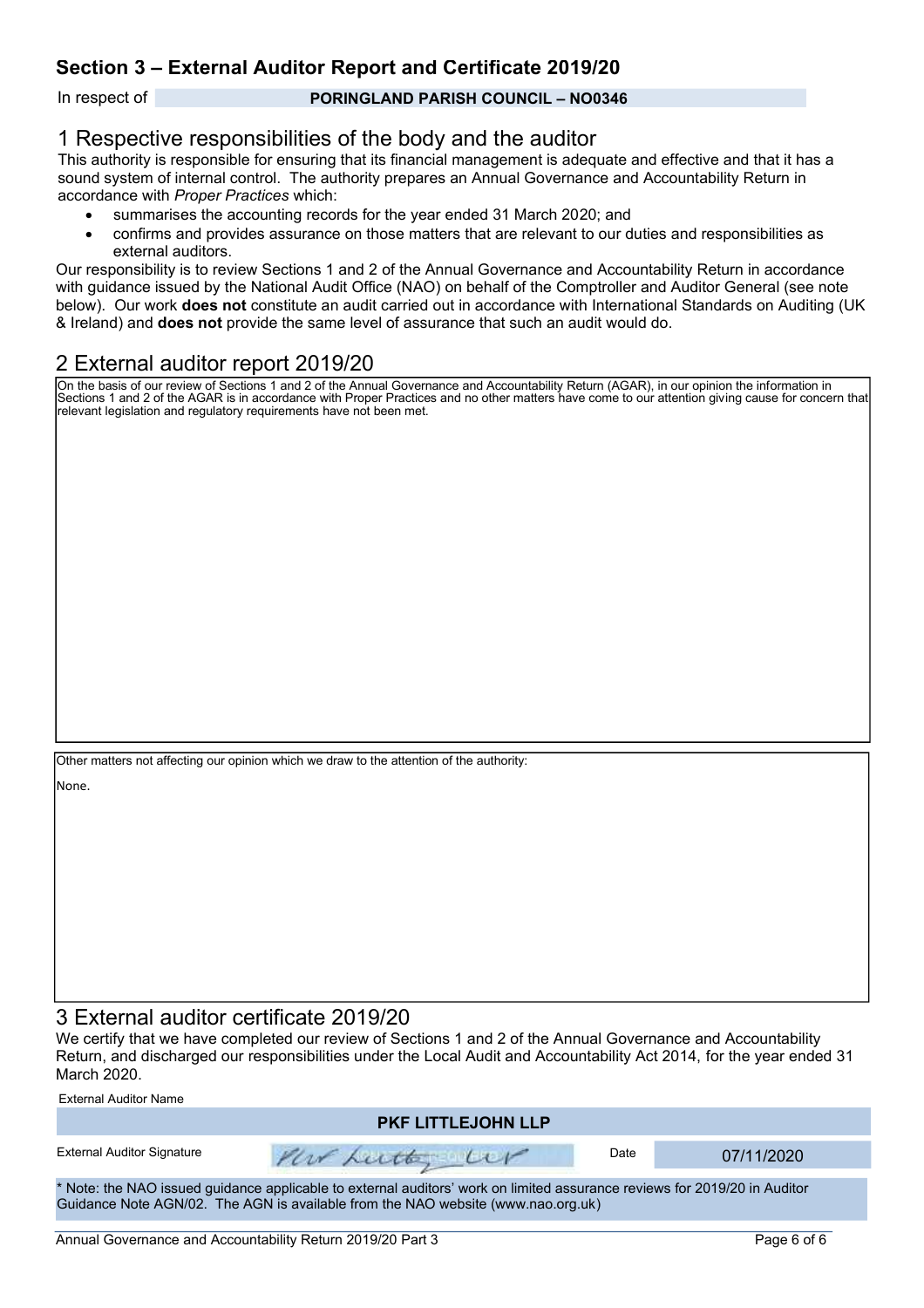## Section 3 – External Auditor Report and Certificate 2019/20

In respect of **PORINGLAND PARISH COUNCIL – NO0346**

## 1 Respective responsibilities of the body and the auditor

This authority is responsible for ensuring that its financial management is adequate and effective and that it has a sound system of internal control. The authority prepares an Annual Governance and Accountability Return in accordance with *Proper Practices* which:

- summarises the accounting records for the year ended 31 March 2020; and
- confirms and provides assurance on those matters that are relevant to our duties and responsibilities as external auditors.

Our responsibility is to review Sections 1 and 2 of the Annual Governance and Accountability Return in accordance with guidance issued by the National Audit Office (NAO) on behalf of the Comptroller and Auditor General (see note below). Our work **does not** constitute an audit carried out in accordance with International Standards on Auditing (UK & Ireland) and **does not** provide the same level of assurance that such an audit would do.

## 2 External auditor report 2019/20

On the basis of our review of Sections 1 and 2 of the Annual Governance and Accountability Return (AGAR), in our opinion the information in Sections 1 and 2 of the AGAR is in accordance with Proper Practices and no other matters have come to our attention giving cause for concern that relevant legislation and regulatory requirements have not been met.

Other matters not affecting our opinion which we draw to the attention of the authority:

None.

## 3 External auditor certificate 2019/20

We certify that we have completed our review of Sections 1 and 2 of the Annual Governance and Accountability Return, and discharged our responsibilities under the Local Audit and Accountability Act 2014, for the year ended 31 March 2020.

External Auditor Name

**PKF LITTLEJOHN LLP**

| | | | |
|---|---|---|---|
| External Auditor Signature | PKF Littlejohn LLP | Date | 07/11/2020 |

* Note: the NAO issued guidance applicable to external auditors' work on limited assurance reviews for 2019/20 in Auditor Guidance Note AGN/02. The AGN is available from the NAO website (www.nao.org.uk)